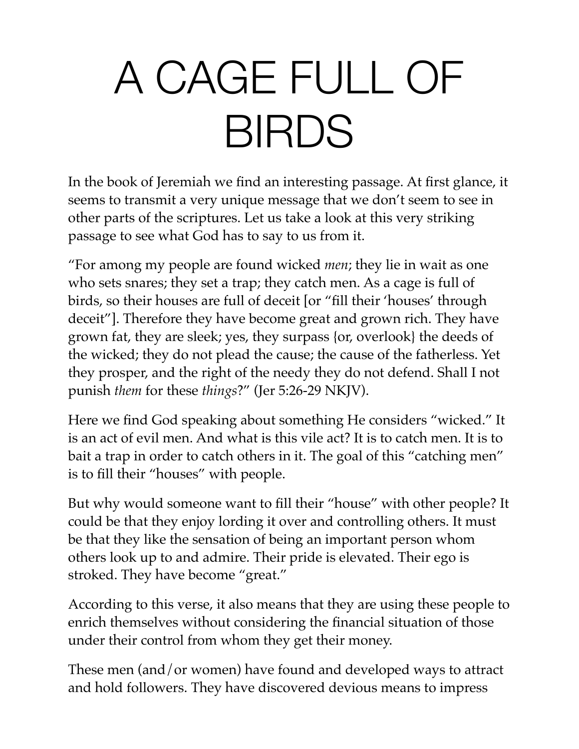# A CAGE FULL OF BIRDS

In the book of Jeremiah we find an interesting passage. At first glance, it seems to transmit a very unique message that we don't seem to see in other parts of the scriptures. Let us take a look at this very striking passage to see what God has to say to us from it.

"For among my people are found wicked *men*; they lie in wait as one who sets snares; they set a trap; they catch men. As a cage is full of birds, so their houses are full of deceit [or "fill their 'houses' through deceit"]. Therefore they have become great and grown rich. They have grown fat, they are sleek; yes, they surpass {or, overlook} the deeds of the wicked; they do not plead the cause; the cause of the fatherless. Yet they prosper, and the right of the needy they do not defend. Shall I not punish *them* for these *things*?" (Jer 5:26-29 NKJV).

Here we find God speaking about something He considers "wicked." It is an act of evil men. And what is this vile act? It is to catch men. It is to bait a trap in order to catch others in it. The goal of this "catching men" is to fill their "houses" with people.

But why would someone want to fill their "house" with other people? It could be that they enjoy lording it over and controlling others. It must be that they like the sensation of being an important person whom others look up to and admire. Their pride is elevated. Their ego is stroked. They have become "great."

According to this verse, it also means that they are using these people to enrich themselves without considering the financial situation of those under their control from whom they get their money.

These men (and/or women) have found and developed ways to attract and hold followers. They have discovered devious means to impress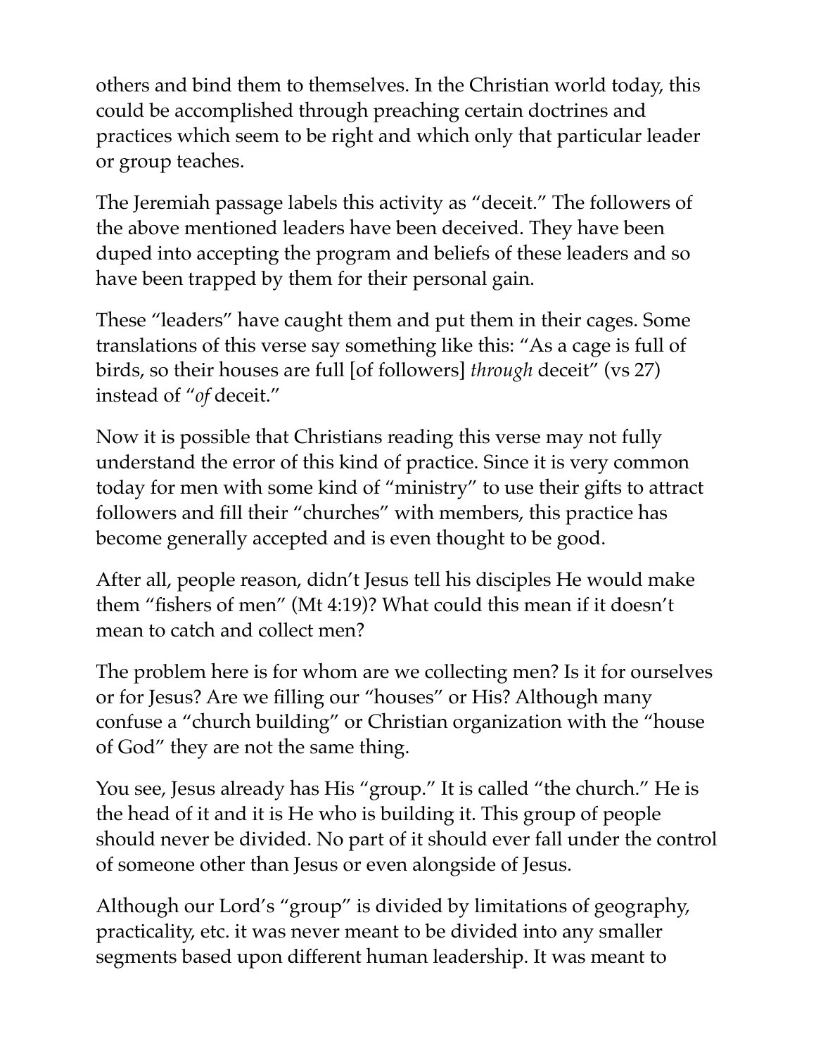others and bind them to themselves. In the Christian world today, this could be accomplished through preaching certain doctrines and practices which seem to be right and which only that particular leader or group teaches.

The Jeremiah passage labels this activity as "deceit." The followers of the above mentioned leaders have been deceived. They have been duped into accepting the program and beliefs of these leaders and so have been trapped by them for their personal gain.

These "leaders" have caught them and put them in their cages. Some translations of this verse say something like this: "As a cage is full of birds, so their houses are full [of followers] *through* deceit" (vs 27) instead of "*of* deceit."

Now it is possible that Christians reading this verse may not fully understand the error of this kind of practice. Since it is very common today for men with some kind of "ministry" to use their gifts to attract followers and fill their "churches" with members, this practice has become generally accepted and is even thought to be good.

After all, people reason, didn't Jesus tell his disciples He would make them "fishers of men" (Mt 4:19)? What could this mean if it doesn't mean to catch and collect men?

The problem here is for whom are we collecting men? Is it for ourselves or for Jesus? Are we filling our "houses" or His? Although many confuse a "church building" or Christian organization with the "house of God" they are not the same thing.

You see, Jesus already has His "group." It is called "the church." He is the head of it and it is He who is building it. This group of people should never be divided. No part of it should ever fall under the control of someone other than Jesus or even alongside of Jesus.

Although our Lord's "group" is divided by limitations of geography, practicality, etc. it was never meant to be divided into any smaller segments based upon different human leadership. It was meant to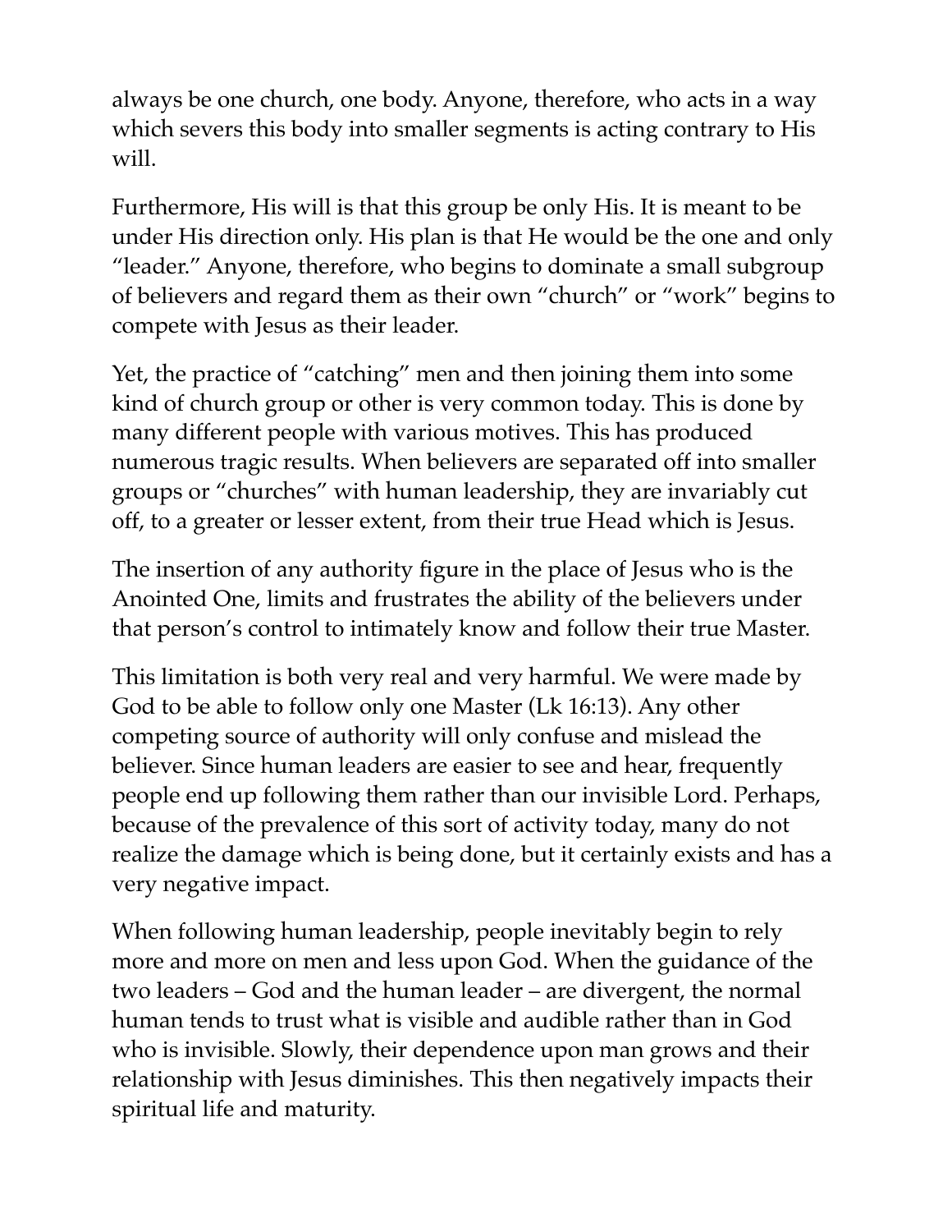always be one church, one body. Anyone, therefore, who acts in a way which severs this body into smaller segments is acting contrary to His will.

Furthermore, His will is that this group be only His. It is meant to be under His direction only. His plan is that He would be the one and only "leader." Anyone, therefore, who begins to dominate a small subgroup of believers and regard them as their own "church" or "work" begins to compete with Jesus as their leader.

Yet, the practice of "catching" men and then joining them into some kind of church group or other is very common today. This is done by many different people with various motives. This has produced numerous tragic results. When believers are separated off into smaller groups or "churches" with human leadership, they are invariably cut off, to a greater or lesser extent, from their true Head which is Jesus.

The insertion of any authority figure in the place of Jesus who is the Anointed One, limits and frustrates the ability of the believers under that person's control to intimately know and follow their true Master.

This limitation is both very real and very harmful. We were made by God to be able to follow only one Master (Lk 16:13). Any other competing source of authority will only confuse and mislead the believer. Since human leaders are easier to see and hear, frequently people end up following them rather than our invisible Lord. Perhaps, because of the prevalence of this sort of activity today, many do not realize the damage which is being done, but it certainly exists and has a very negative impact.

When following human leadership, people inevitably begin to rely more and more on men and less upon God. When the guidance of the two leaders – God and the human leader – are divergent, the normal human tends to trust what is visible and audible rather than in God who is invisible. Slowly, their dependence upon man grows and their relationship with Jesus diminishes. This then negatively impacts their spiritual life and maturity.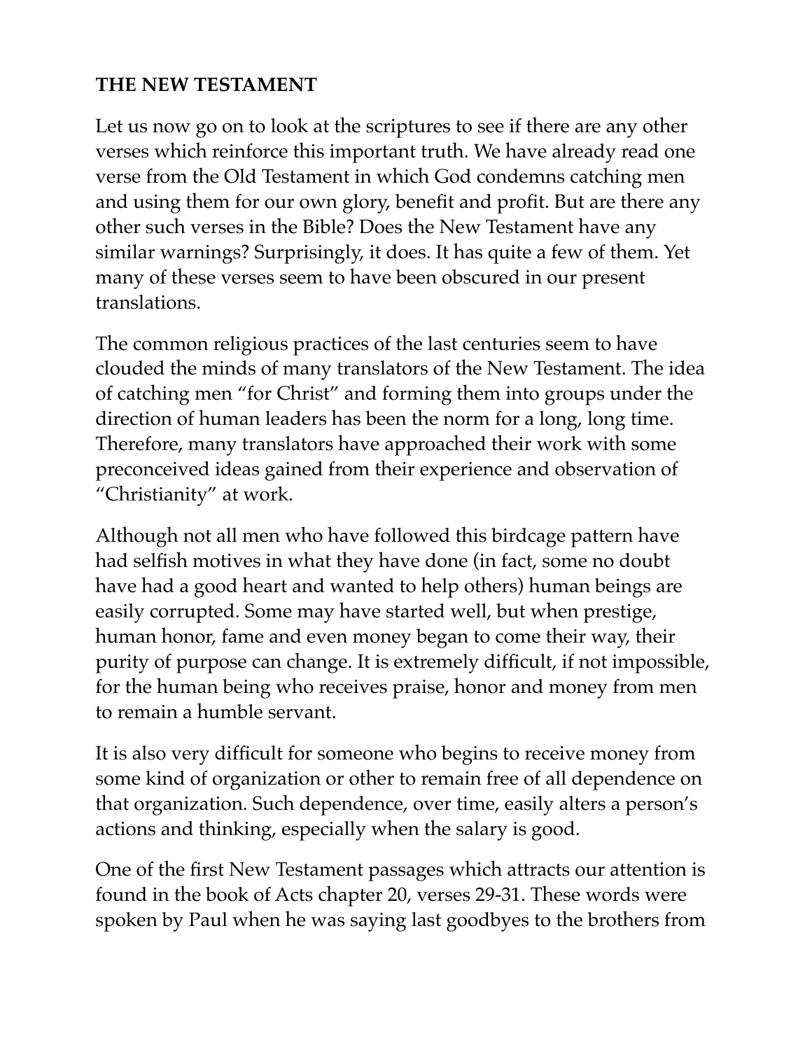**THE NEW TESTAMENT**

Let us now go on to look at the scriptures to see if there are any other verses which reinforce this important truth. We have already read one verse from the Old Testament in which God condemns catching men and using them for our own glory, benefit and profit. But are there any other such verses in the Bible? Does the New Testament have any similar warnings? Surprisingly, it does. It has quite a few of them. Yet many of these verses seem to have been obscured in our present translations.

The common religious practices of the last centuries seem to have clouded the minds of many translators of the New Testament. The idea of catching men "for Christ" and forming them into groups under the direction of human leaders has been the norm for a long, long time. Therefore, many translators have approached their work with some preconceived ideas gained from their experience and observation of "Christianity" at work.

Although not all men who have followed this birdcage pattern have had selfish motives in what they have done (in fact, some no doubt have had a good heart and wanted to help others) human beings are easily corrupted. Some may have started well, but when prestige, human honor, fame and even money began to come their way, their purity of purpose can change. It is extremely difficult, if not impossible, for the human being who receives praise, honor and money from men to remain a humble servant.

It is also very difficult for someone who begins to receive money from some kind of organization or other to remain free of all dependence on that organization. Such dependence, over time, easily alters a person's actions and thinking, especially when the salary is good.

One of the first New Testament passages which attracts our attention is found in the book of Acts chapter 20, verses 29-31. These words were spoken by Paul when he was saying last goodbyes to the brothers from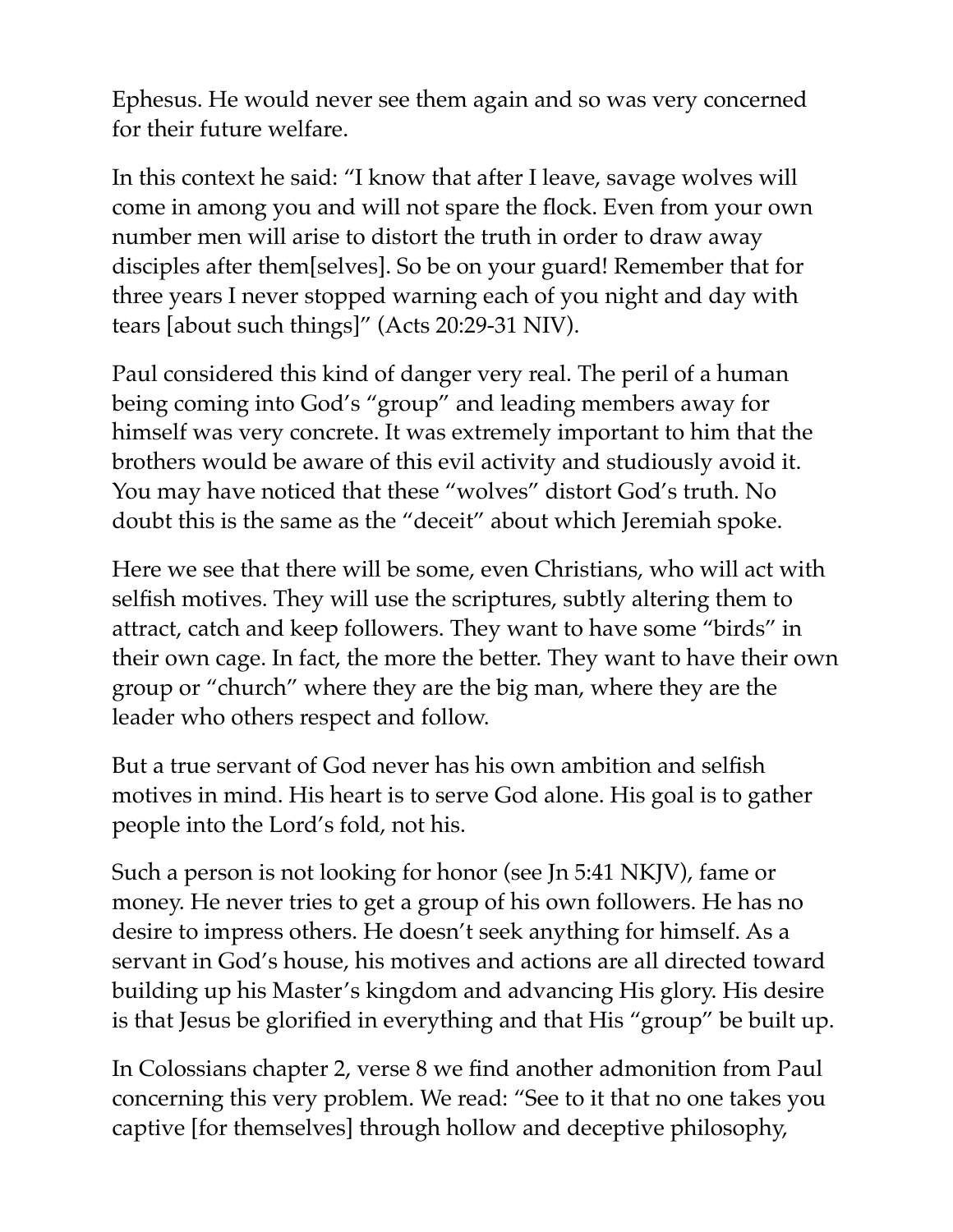Ephesus. He would never see them again and so was very concerned for their future welfare.

In this context he said: "I know that after I leave, savage wolves will come in among you and will not spare the flock. Even from your own number men will arise to distort the truth in order to draw away disciples after them[selves]. So be on your guard! Remember that for three years I never stopped warning each of you night and day with tears [about such things]" (Acts 20:29-31 NIV).

Paul considered this kind of danger very real. The peril of a human being coming into God's "group" and leading members away for himself was very concrete. It was extremely important to him that the brothers would be aware of this evil activity and studiously avoid it. You may have noticed that these "wolves" distort God's truth. No doubt this is the same as the "deceit" about which Jeremiah spoke.

Here we see that there will be some, even Christians, who will act with selfish motives. They will use the scriptures, subtly altering them to attract, catch and keep followers. They want to have some "birds" in their own cage. In fact, the more the better. They want to have their own group or "church" where they are the big man, where they are the leader who others respect and follow.

But a true servant of God never has his own ambition and selfish motives in mind. His heart is to serve God alone. His goal is to gather people into the Lord's fold, not his.

Such a person is not looking for honor (see Jn 5:41 NKJV), fame or money. He never tries to get a group of his own followers. He has no desire to impress others. He doesn't seek anything for himself. As a servant in God's house, his motives and actions are all directed toward building up his Master's kingdom and advancing His glory. His desire is that Jesus be glorified in everything and that His "group" be built up.

In Colossians chapter 2, verse 8 we find another admonition from Paul concerning this very problem. We read: "See to it that no one takes you captive [for themselves] through hollow and deceptive philosophy,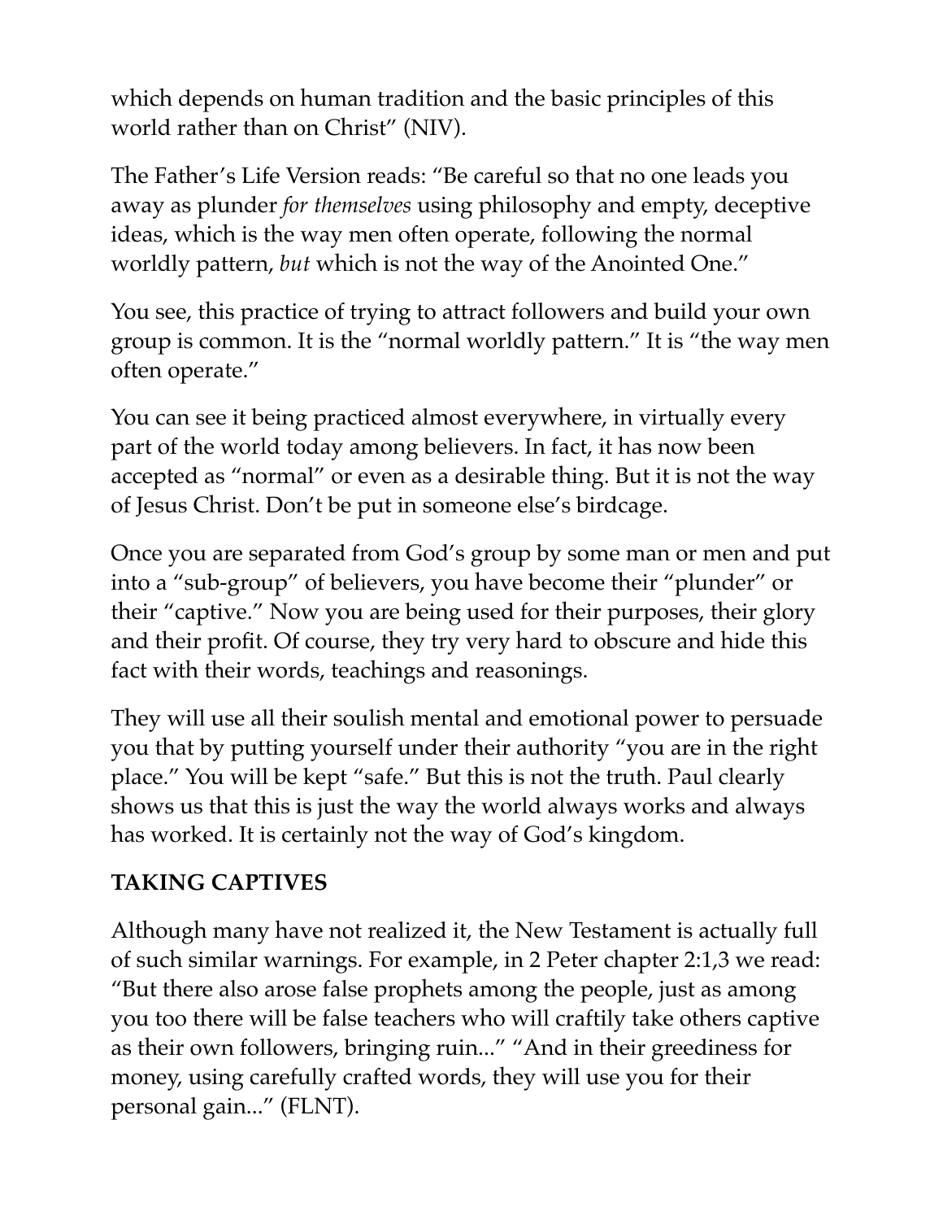which depends on human tradition and the basic principles of this world rather than on Christ" (NIV).

The Father's Life Version reads: "Be careful so that no one leads you away as plunder *for themselves* using philosophy and empty, deceptive ideas, which is the way men often operate, following the normal worldly pattern, *but* which is not the way of the Anointed One."

You see, this practice of trying to attract followers and build your own group is common. It is the "normal worldly pattern." It is "the way men often operate."

You can see it being practiced almost everywhere, in virtually every part of the world today among believers. In fact, it has now been accepted as "normal" or even as a desirable thing. But it is not the way of Jesus Christ. Don't be put in someone else's birdcage.

Once you are separated from God's group by some man or men and put into a "sub-group" of believers, you have become their "plunder" or their "captive." Now you are being used for their purposes, their glory and their profit. Of course, they try very hard to obscure and hide this fact with their words, teachings and reasonings.

They will use all their soulish mental and emotional power to persuade you that by putting yourself under their authority "you are in the right place." You will be kept "safe." But this is not the truth. Paul clearly shows us that this is just the way the world always works and always has worked. It is certainly not the way of God's kingdom.

**TAKING CAPTIVES**

Although many have not realized it, the New Testament is actually full of such similar warnings. For example, in 2 Peter chapter 2:1,3 we read: "But there also arose false prophets among the people, just as among you too there will be false teachers who will craftily take others captive as their own followers, bringing ruin..." "And in their greediness for money, using carefully crafted words, they will use you for their personal gain..." (FLNT).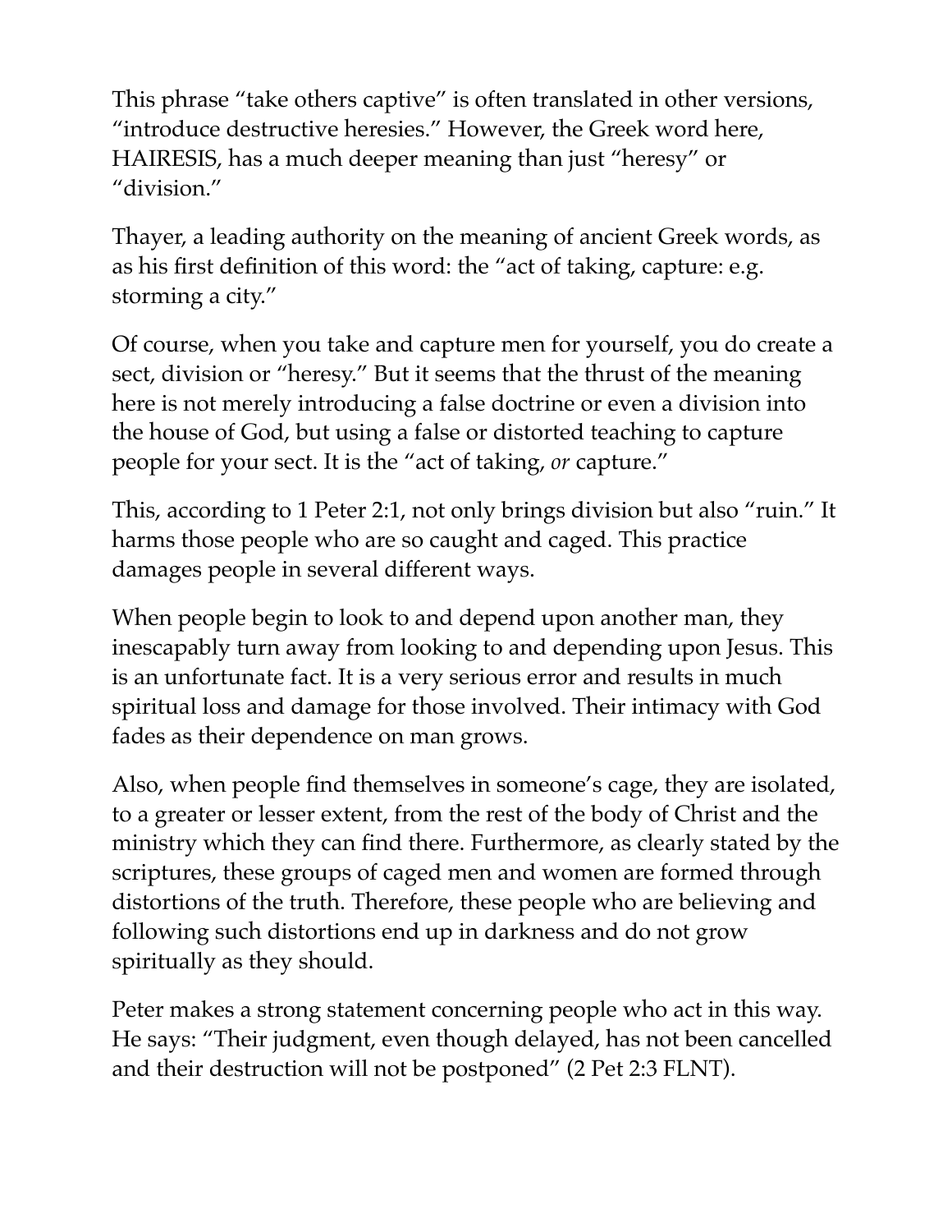This phrase "take others captive" is often translated in other versions, "introduce destructive heresies." However, the Greek word here, HAIRESIS, has a much deeper meaning than just "heresy" or "division."

Thayer, a leading authority on the meaning of ancient Greek words, as as his first definition of this word: the "act of taking, capture: e.g. storming a city."

Of course, when you take and capture men for yourself, you do create a sect, division or "heresy." But it seems that the thrust of the meaning here is not merely introducing a false doctrine or even a division into the house of God, but using a false or distorted teaching to capture people for your sect. It is the "act of taking, *or* capture."

This, according to 1 Peter 2:1, not only brings division but also "ruin." It harms those people who are so caught and caged. This practice damages people in several different ways.

When people begin to look to and depend upon another man, they inescapably turn away from looking to and depending upon Jesus. This is an unfortunate fact. It is a very serious error and results in much spiritual loss and damage for those involved. Their intimacy with God fades as their dependence on man grows.

Also, when people find themselves in someone's cage, they are isolated, to a greater or lesser extent, from the rest of the body of Christ and the ministry which they can find there. Furthermore, as clearly stated by the scriptures, these groups of caged men and women are formed through distortions of the truth. Therefore, these people who are believing and following such distortions end up in darkness and do not grow spiritually as they should.

Peter makes a strong statement concerning people who act in this way. He says: "Their judgment, even though delayed, has not been cancelled and their destruction will not be postponed" (2 Pet 2:3 FLNT).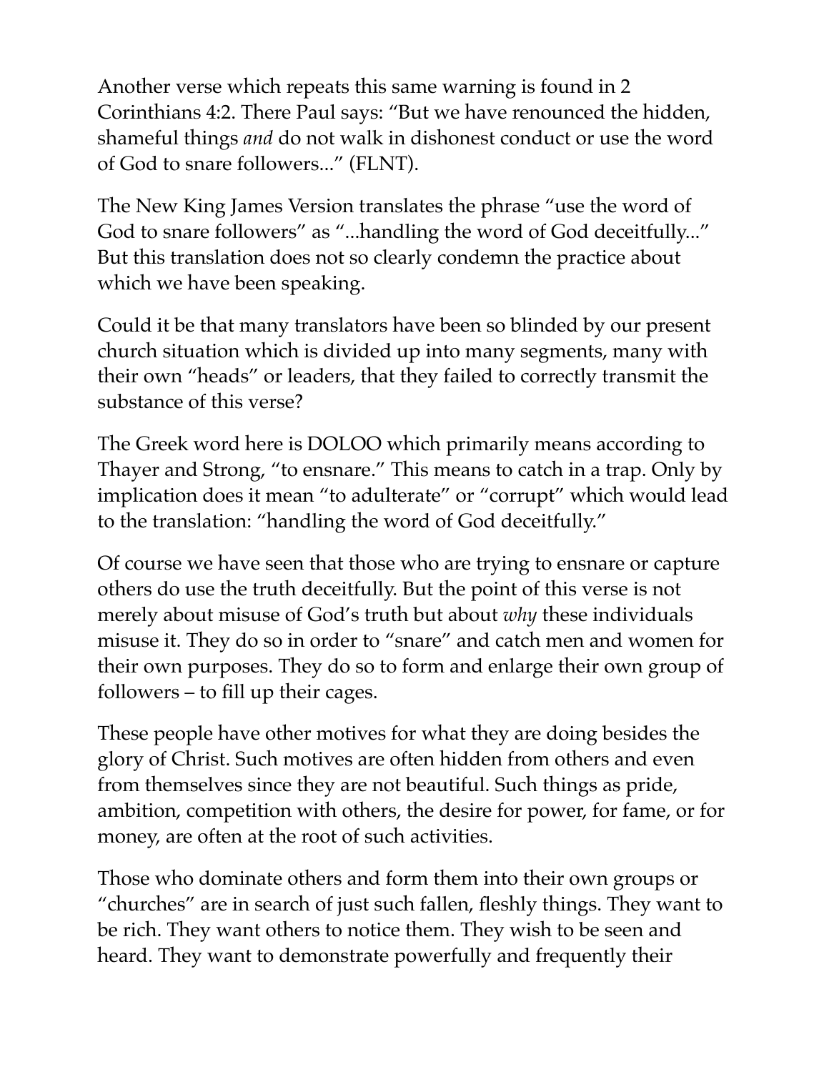Another verse which repeats this same warning is found in 2 Corinthians 4:2. There Paul says: "But we have renounced the hidden, shameful things *and* do not walk in dishonest conduct or use the word of God to snare followers..." (FLNT).

The New King James Version translates the phrase "use the word of God to snare followers" as "...handling the word of God deceitfully..." But this translation does not so clearly condemn the practice about which we have been speaking.

Could it be that many translators have been so blinded by our present church situation which is divided up into many segments, many with their own "heads" or leaders, that they failed to correctly transmit the substance of this verse?

The Greek word here is DOLOO which primarily means according to Thayer and Strong, "to ensnare." This means to catch in a trap. Only by implication does it mean "to adulterate" or "corrupt" which would lead to the translation: "handling the word of God deceitfully."

Of course we have seen that those who are trying to ensnare or capture others do use the truth deceitfully. But the point of this verse is not merely about misuse of God's truth but about *why* these individuals misuse it. They do so in order to "snare" and catch men and women for their own purposes. They do so to form and enlarge their own group of followers – to fill up their cages.

These people have other motives for what they are doing besides the glory of Christ. Such motives are often hidden from others and even from themselves since they are not beautiful. Such things as pride, ambition, competition with others, the desire for power, for fame, or for money, are often at the root of such activities.

Those who dominate others and form them into their own groups or "churches" are in search of just such fallen, fleshly things. They want to be rich. They want others to notice them. They wish to be seen and heard. They want to demonstrate powerfully and frequently their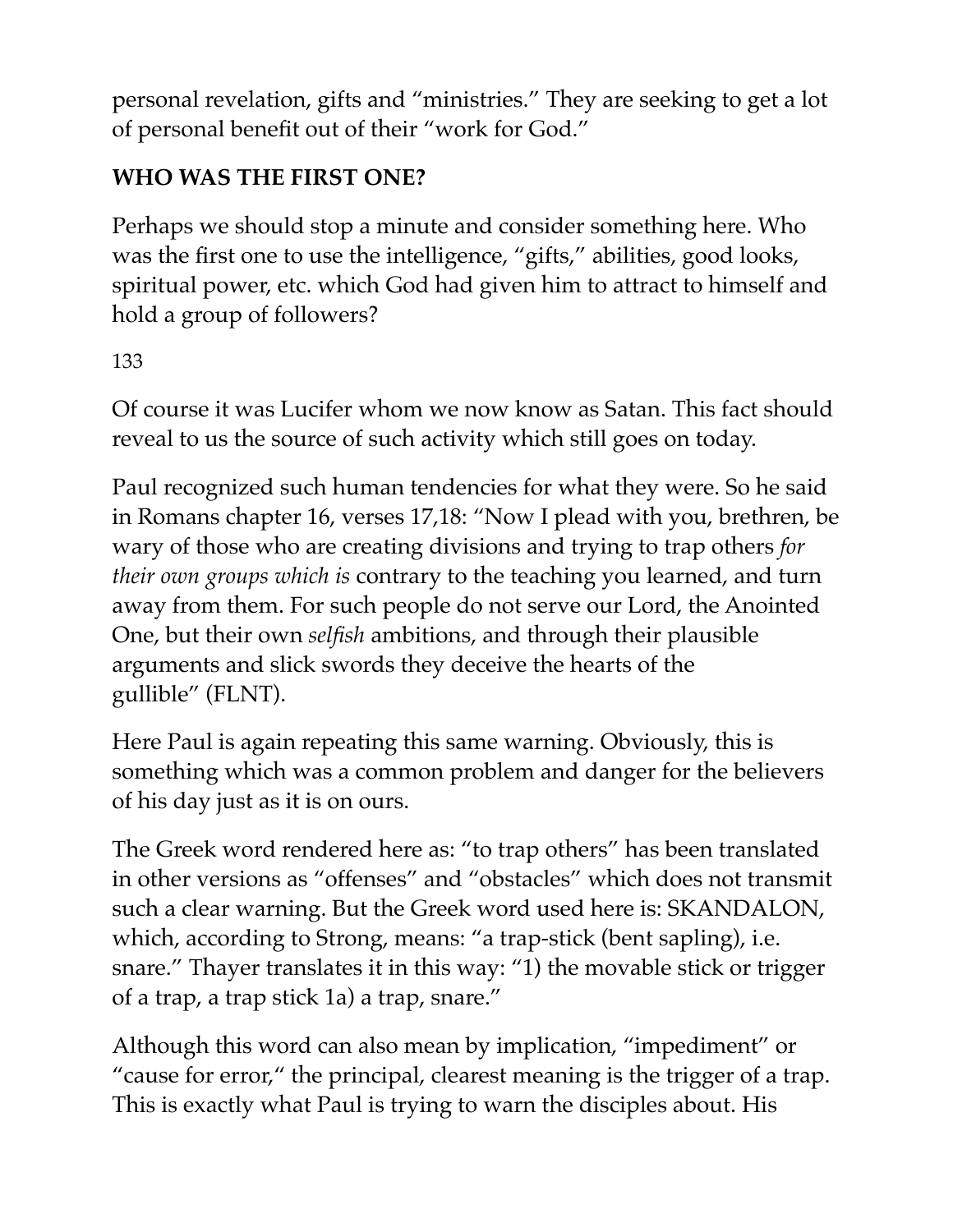personal revelation, gifts and "ministries." They are seeking to get a lot of personal benefit out of their "work for God."

**WHO WAS THE FIRST ONE?**

Perhaps we should stop a minute and consider something here. Who was the first one to use the intelligence, "gifts," abilities, good looks, spiritual power, etc. which God had given him to attract to himself and hold a group of followers?

Of course it was Lucifer whom we now know as Satan. This fact should reveal to us the source of such activity which still goes on today.

Paul recognized such human tendencies for what they were. So he said in Romans chapter 16, verses 17,18: "Now I plead with you, brethren, be wary of those who are creating divisions and trying to trap others *for their own groups which is* contrary to the teaching you learned, and turn away from them. For such people do not serve our Lord, the Anointed One, but their own *selfish* ambitions, and through their plausible arguments and slick swords they deceive the hearts of the gullible" (FLNT).

Here Paul is again repeating this same warning. Obviously, this is something which was a common problem and danger for the believers of his day just as it is on ours.

The Greek word rendered here as: "to trap others" has been translated in other versions as "offenses" and "obstacles" which does not transmit such a clear warning. But the Greek word used here is: SKANDALON, which, according to Strong, means: "a trap-stick (bent sapling), i.e. snare." Thayer translates it in this way: "1) the movable stick or trigger of a trap, a trap stick 1a) a trap, snare."

Although this word can also mean by implication, "impediment" or "cause for error," the principal, clearest meaning is the trigger of a trap. This is exactly what Paul is trying to warn the disciples about. His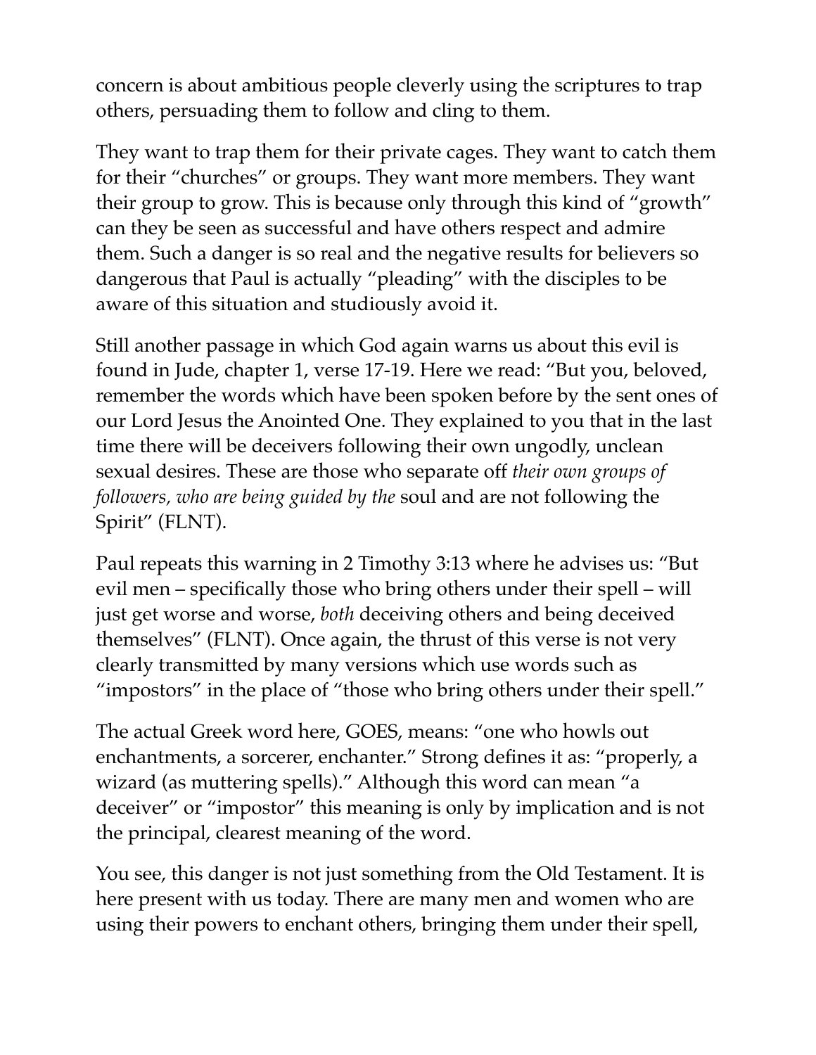concern is about ambitious people cleverly using the scriptures to trap others, persuading them to follow and cling to them.

They want to trap them for their private cages. They want to catch them for their "churches" or groups. They want more members. They want their group to grow. This is because only through this kind of "growth" can they be seen as successful and have others respect and admire them. Such a danger is so real and the negative results for believers so dangerous that Paul is actually "pleading" with the disciples to be aware of this situation and studiously avoid it.

Still another passage in which God again warns us about this evil is found in Jude, chapter 1, verse 17-19. Here we read: "But you, beloved, remember the words which have been spoken before by the sent ones of our Lord Jesus the Anointed One. They explained to you that in the last time there will be deceivers following their own ungodly, unclean sexual desires. These are those who separate off *their own groups of followers, who are being guided by the* soul and are not following the Spirit" (FLNT).

Paul repeats this warning in 2 Timothy 3:13 where he advises us: "But evil men – specifically those who bring others under their spell – will just get worse and worse, *both* deceiving others and being deceived themselves" (FLNT). Once again, the thrust of this verse is not very clearly transmitted by many versions which use words such as "impostors" in the place of "those who bring others under their spell."

The actual Greek word here, GOES, means: "one who howls out enchantments, a sorcerer, enchanter." Strong defines it as: "properly, a wizard (as muttering spells)." Although this word can mean "a deceiver" or "impostor" this meaning is only by implication and is not the principal, clearest meaning of the word.

You see, this danger is not just something from the Old Testament. It is here present with us today. There are many men and women who are using their powers to enchant others, bringing them under their spell,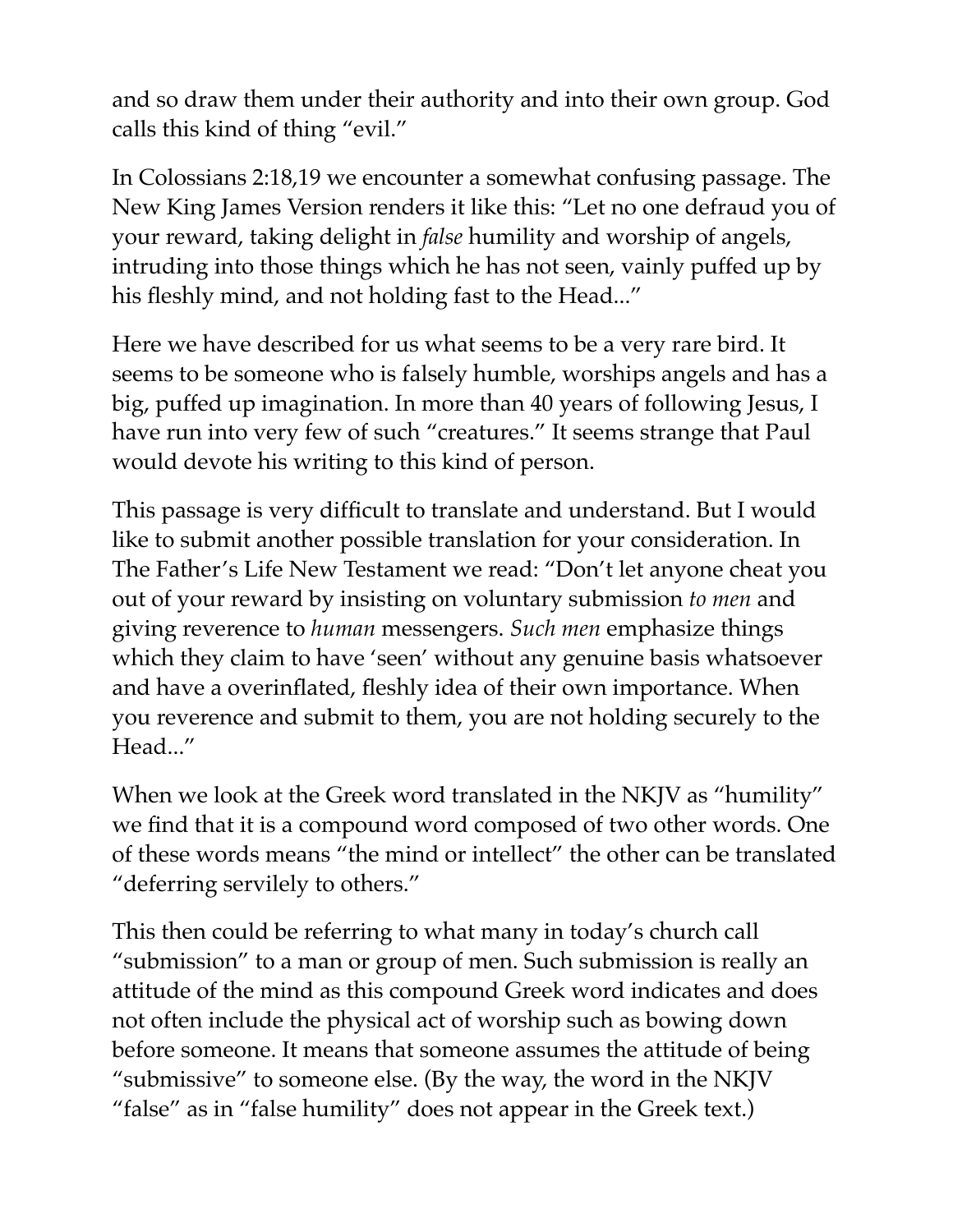and so draw them under their authority and into their own group. God calls this kind of thing “evil.”

In Colossians 2:18,19 we encounter a somewhat confusing passage. The New King James Version renders it like this: “Let no one defraud you of your reward, taking delight in *false* humility and worship of angels, intruding into those things which he has not seen, vainly puffed up by his fleshly mind, and not holding fast to the Head...”

Here we have described for us what seems to be a very rare bird. It seems to be someone who is falsely humble, worships angels and has a big, puffed up imagination. In more than 40 years of following Jesus, I have run into very few of such “creatures.” It seems strange that Paul would devote his writing to this kind of person.

This passage is very difficult to translate and understand. But I would like to submit another possible translation for your consideration. In The Father’s Life New Testament we read: “Don’t let anyone cheat you out of your reward by insisting on voluntary submission *to men* and giving reverence to *human* messengers. *Such men* emphasize things which they claim to have ‘seen’ without any genuine basis whatsoever and have a overinflated, fleshly idea of their own importance. When you reverence and submit to them, you are not holding securely to the Head...”

When we look at the Greek word translated in the NKJV as “humility” we find that it is a compound word composed of two other words. One of these words means “the mind or intellect” the other can be translated “deferring servilely to others.”

This then could be referring to what many in today’s church call “submission” to a man or group of men. Such submission is really an attitude of the mind as this compound Greek word indicates and does not often include the physical act of worship such as bowing down before someone. It means that someone assumes the attitude of being “submissive” to someone else. (By the way, the word in the NKJV “false” as in “false humility” does not appear in the Greek text.)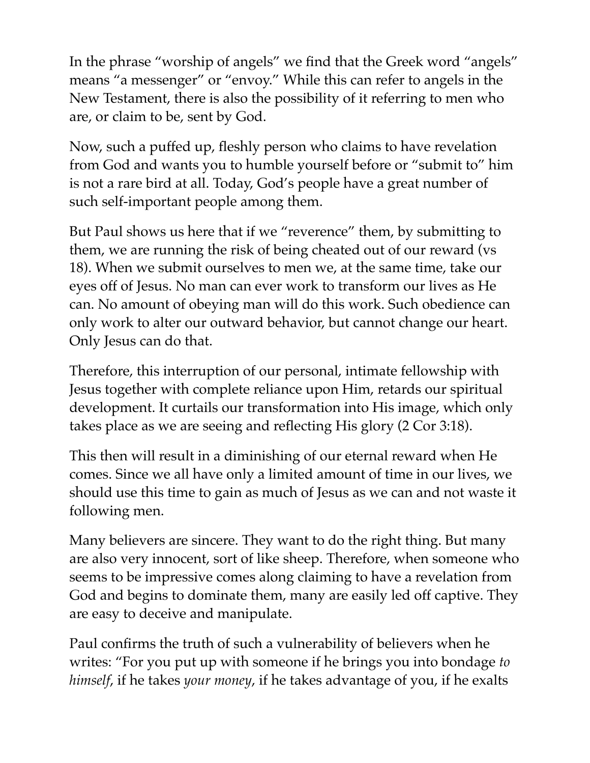In the phrase "worship of angels" we find that the Greek word "angels" means "a messenger" or "envoy." While this can refer to angels in the New Testament, there is also the possibility of it referring to men who are, or claim to be, sent by God.

Now, such a puffed up, fleshly person who claims to have revelation from God and wants you to humble yourself before or "submit to" him is not a rare bird at all. Today, God's people have a great number of such self-important people among them.

But Paul shows us here that if we "reverence" them, by submitting to them, we are running the risk of being cheated out of our reward (vs 18). When we submit ourselves to men we, at the same time, take our eyes off of Jesus. No man can ever work to transform our lives as He can. No amount of obeying man will do this work. Such obedience can only work to alter our outward behavior, but cannot change our heart. Only Jesus can do that.

Therefore, this interruption of our personal, intimate fellowship with Jesus together with complete reliance upon Him, retards our spiritual development. It curtails our transformation into His image, which only takes place as we are seeing and reflecting His glory (2 Cor 3:18).

This then will result in a diminishing of our eternal reward when He comes. Since we all have only a limited amount of time in our lives, we should use this time to gain as much of Jesus as we can and not waste it following men.

Many believers are sincere. They want to do the right thing. But many are also very innocent, sort of like sheep. Therefore, when someone who seems to be impressive comes along claiming to have a revelation from God and begins to dominate them, many are easily led off captive. They are easy to deceive and manipulate.

Paul confirms the truth of such a vulnerability of believers when he writes: "For you put up with someone if he brings you into bondage *to himself*, if he takes *your money*, if he takes advantage of you, if he exalts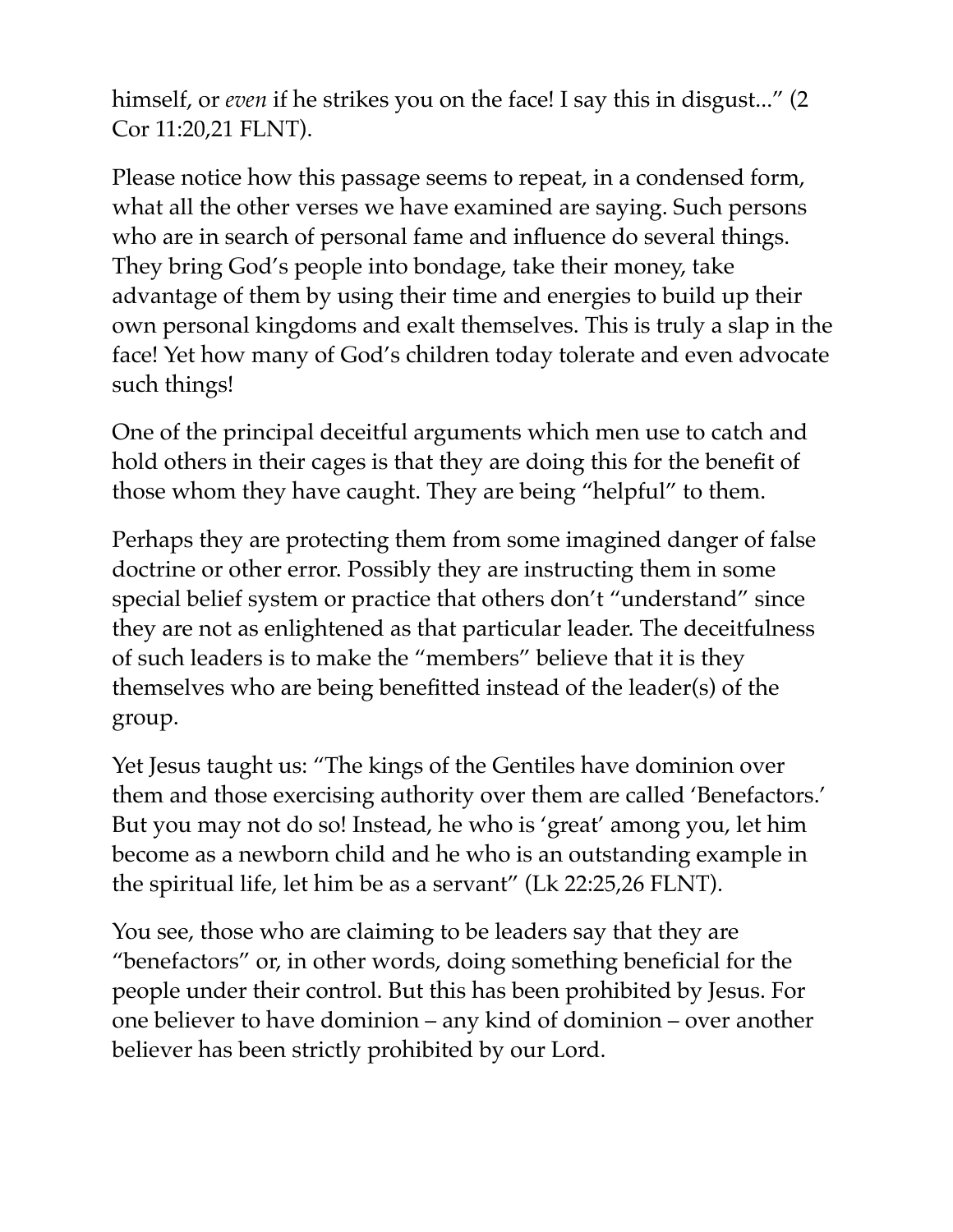himself, or *even* if he strikes you on the face! I say this in disgust..." (2 Cor 11:20,21 FLNT).

Please notice how this passage seems to repeat, in a condensed form, what all the other verses we have examined are saying. Such persons who are in search of personal fame and influence do several things. They bring God's people into bondage, take their money, take advantage of them by using their time and energies to build up their own personal kingdoms and exalt themselves. This is truly a slap in the face! Yet how many of God's children today tolerate and even advocate such things!

One of the principal deceitful arguments which men use to catch and hold others in their cages is that they are doing this for the benefit of those whom they have caught. They are being "helpful" to them.

Perhaps they are protecting them from some imagined danger of false doctrine or other error. Possibly they are instructing them in some special belief system or practice that others don't "understand" since they are not as enlightened as that particular leader. The deceitfulness of such leaders is to make the "members" believe that it is they themselves who are being benefitted instead of the leader(s) of the group.

Yet Jesus taught us: "The kings of the Gentiles have dominion over them and those exercising authority over them are called 'Benefactors.' But you may not do so! Instead, he who is 'great' among you, let him become as a newborn child and he who is an outstanding example in the spiritual life, let him be as a servant" (Lk 22:25,26 FLNT).

You see, those who are claiming to be leaders say that they are "benefactors" or, in other words, doing something beneficial for the people under their control. But this has been prohibited by Jesus. For one believer to have dominion – any kind of dominion – over another believer has been strictly prohibited by our Lord.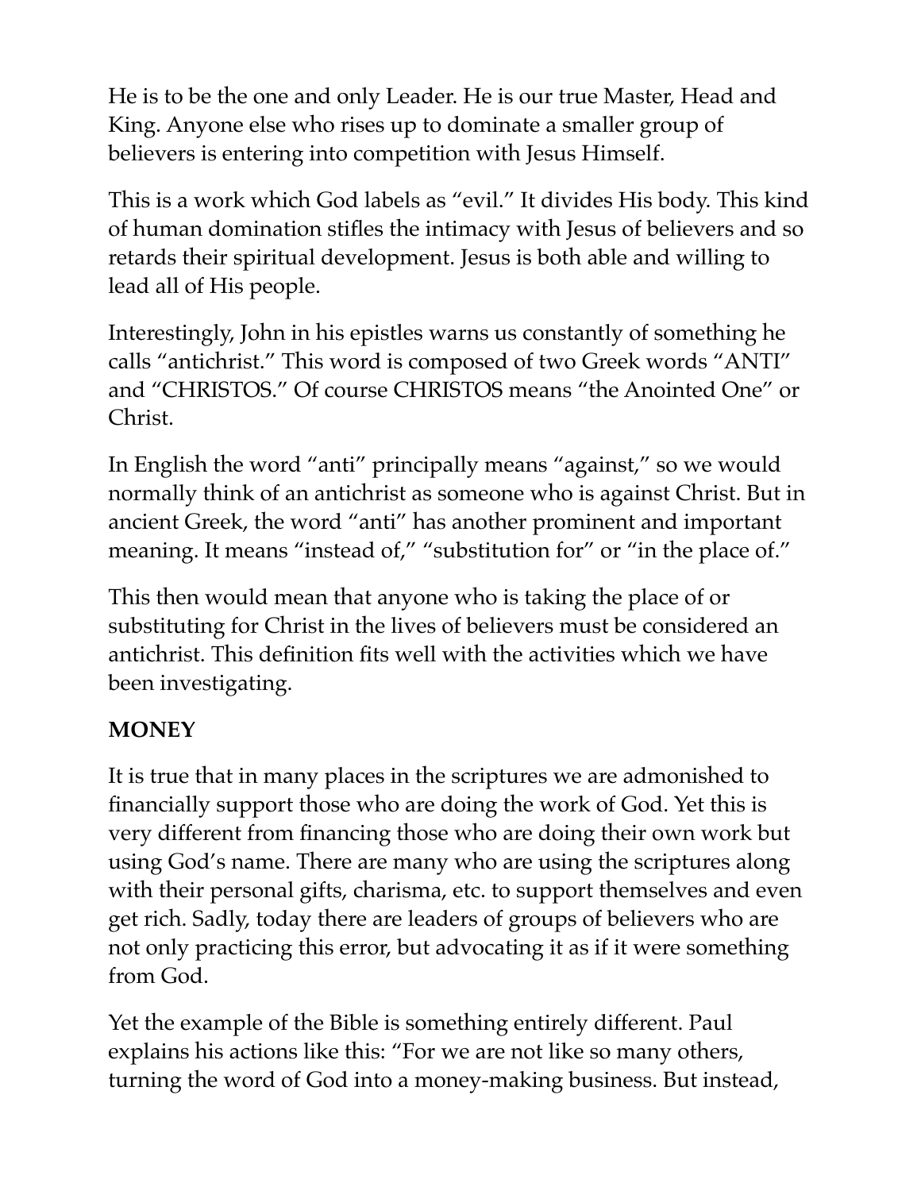He is to be the one and only Leader. He is our true Master, Head and King. Anyone else who rises up to dominate a smaller group of believers is entering into competition with Jesus Himself.

This is a work which God labels as "evil." It divides His body. This kind of human domination stifles the intimacy with Jesus of believers and so retards their spiritual development. Jesus is both able and willing to lead all of His people.

Interestingly, John in his epistles warns us constantly of something he calls "antichrist." This word is composed of two Greek words "ANTI" and "CHRISTOS." Of course CHRISTOS means "the Anointed One" or Christ.

In English the word "anti" principally means "against," so we would normally think of an antichrist as someone who is against Christ. But in ancient Greek, the word "anti" has another prominent and important meaning. It means "instead of," "substitution for" or "in the place of."

This then would mean that anyone who is taking the place of or substituting for Christ in the lives of believers must be considered an antichrist. This definition fits well with the activities which we have been investigating.

**MONEY**

It is true that in many places in the scriptures we are admonished to financially support those who are doing the work of God. Yet this is very different from financing those who are doing their own work but using God's name. There are many who are using the scriptures along with their personal gifts, charisma, etc. to support themselves and even get rich. Sadly, today there are leaders of groups of believers who are not only practicing this error, but advocating it as if it were something from God.

Yet the example of the Bible is something entirely different. Paul explains his actions like this: "For we are not like so many others, turning the word of God into a money-making business. But instead,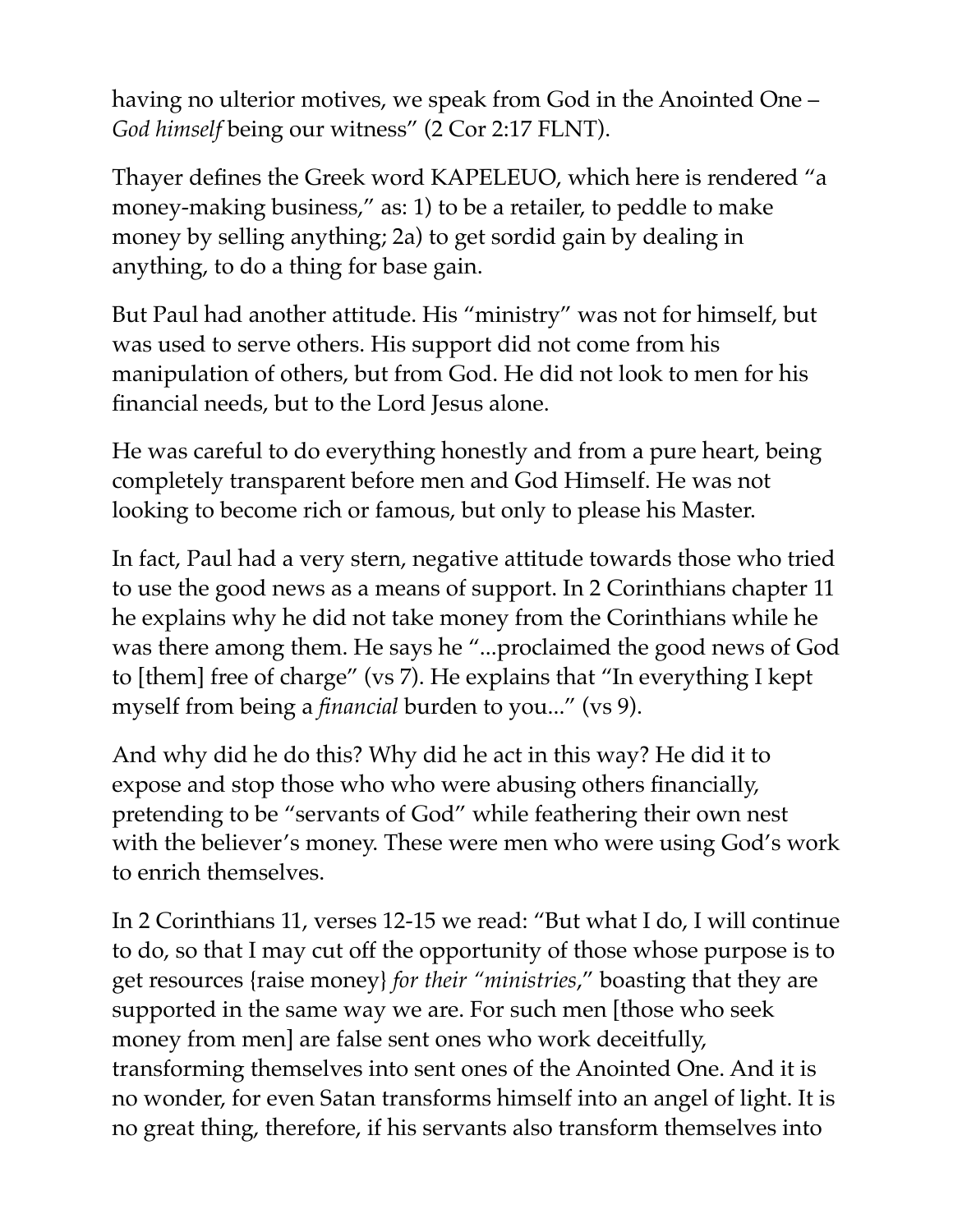having no ulterior motives, we speak from God in the Anointed One – *God himself* being our witness" (2 Cor 2:17 FLNT).

Thayer defines the Greek word KAPELEUO, which here is rendered "a money-making business," as: 1) to be a retailer, to peddle to make money by selling anything; 2a) to get sordid gain by dealing in anything, to do a thing for base gain.

But Paul had another attitude. His "ministry" was not for himself, but was used to serve others. His support did not come from his manipulation of others, but from God. He did not look to men for his financial needs, but to the Lord Jesus alone.

He was careful to do everything honestly and from a pure heart, being completely transparent before men and God Himself. He was not looking to become rich or famous, but only to please his Master.

In fact, Paul had a very stern, negative attitude towards those who tried to use the good news as a means of support. In 2 Corinthians chapter 11 he explains why he did not take money from the Corinthians while he was there among them. He says he "...proclaimed the good news of God to [them] free of charge" (vs 7). He explains that "In everything I kept myself from being a *financial* burden to you..." (vs 9).

And why did he do this? Why did he act in this way? He did it to expose and stop those who who were abusing others financially, pretending to be "servants of God" while feathering their own nest with the believer's money. These were men who were using God's work to enrich themselves.

In 2 Corinthians 11, verses 12-15 we read: "But what I do, I will continue to do, so that I may cut off the opportunity of those whose purpose is to get resources {raise money} *for their "ministries*," boasting that they are supported in the same way we are. For such men [those who seek money from men] are false sent ones who work deceitfully, transforming themselves into sent ones of the Anointed One. And it is no wonder, for even Satan transforms himself into an angel of light. It is no great thing, therefore, if his servants also transform themselves into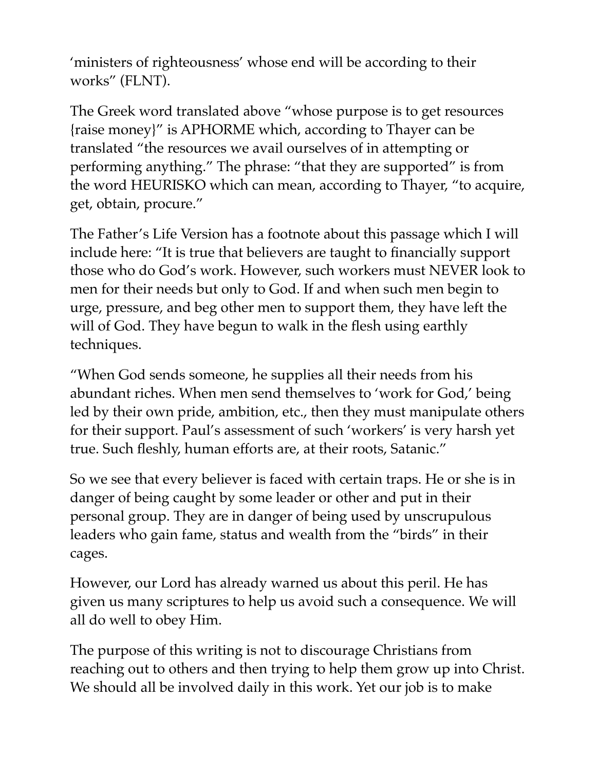'ministers of righteousness' whose end will be according to their works" (FLNT).

The Greek word translated above "whose purpose is to get resources {raise money}" is APHORME which, according to Thayer can be translated "the resources we avail ourselves of in attempting or performing anything." The phrase: "that they are supported" is from the word HEURISKO which can mean, according to Thayer, "to acquire, get, obtain, procure."

The Father's Life Version has a footnote about this passage which I will include here: "It is true that believers are taught to financially support those who do God's work. However, such workers must NEVER look to men for their needs but only to God. If and when such men begin to urge, pressure, and beg other men to support them, they have left the will of God. They have begun to walk in the flesh using earthly techniques.

"When God sends someone, he supplies all their needs from his abundant riches. When men send themselves to 'work for God,' being led by their own pride, ambition, etc., then they must manipulate others for their support. Paul's assessment of such 'workers' is very harsh yet true. Such fleshly, human efforts are, at their roots, Satanic."

So we see that every believer is faced with certain traps. He or she is in danger of being caught by some leader or other and put in their personal group. They are in danger of being used by unscrupulous leaders who gain fame, status and wealth from the "birds" in their cages.

However, our Lord has already warned us about this peril. He has given us many scriptures to help us avoid such a consequence. We will all do well to obey Him.

The purpose of this writing is not to discourage Christians from reaching out to others and then trying to help them grow up into Christ. We should all be involved daily in this work. Yet our job is to make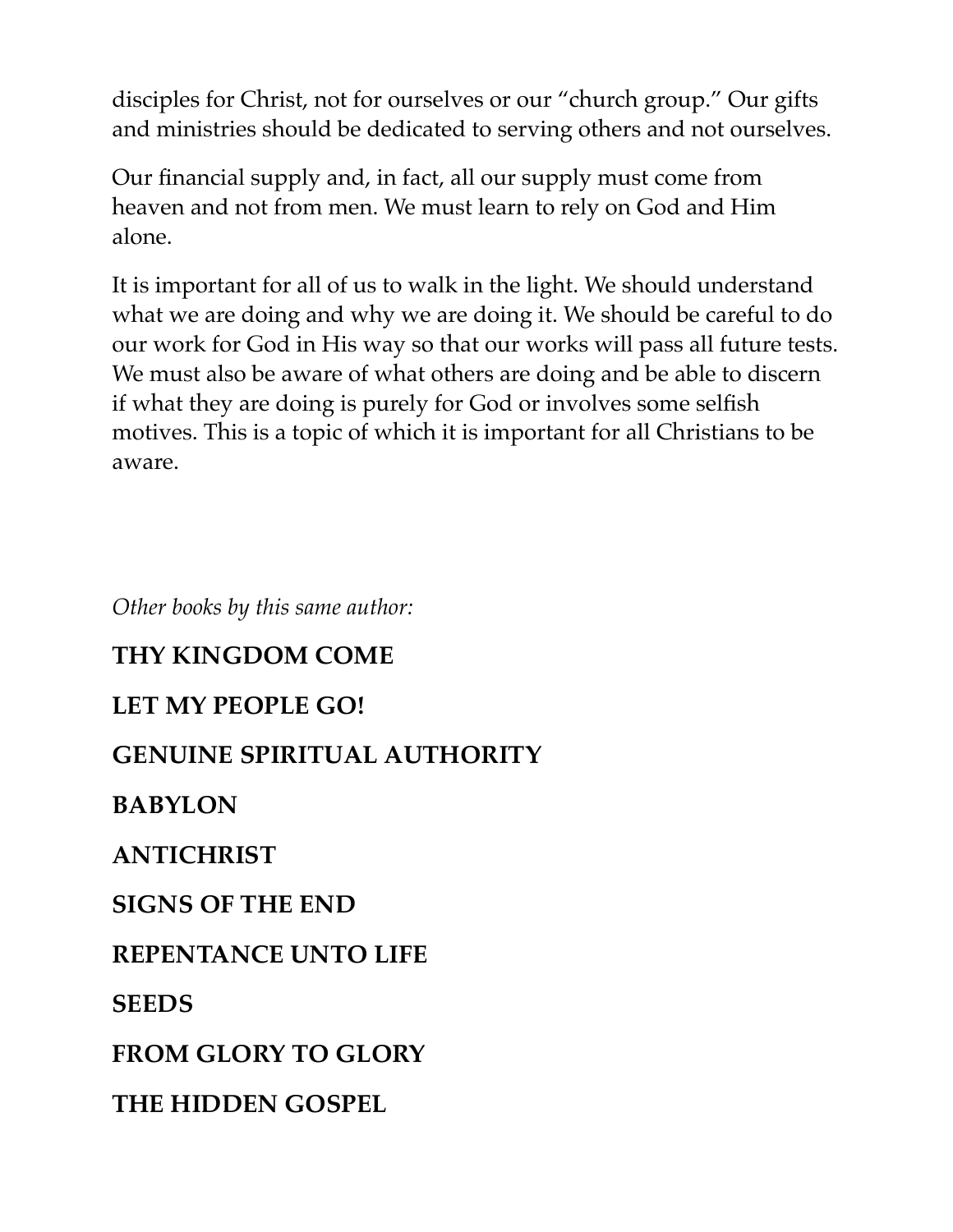disciples for Christ, not for ourselves or our "church group." Our gifts and ministries should be dedicated to serving others and not ourselves.

Our financial supply and, in fact, all our supply must come from heaven and not from men. We must learn to rely on God and Him alone.

It is important for all of us to walk in the light. We should understand what we are doing and why we are doing it. We should be careful to do our work for God in His way so that our works will pass all future tests. We must also be aware of what others are doing and be able to discern if what they are doing is purely for God or involves some selfish motives. This is a topic of which it is important for all Christians to be aware.

*Other books by this same author:*

**THY KINGDOM COME**

**LET MY PEOPLE GO!**

**GENUINE SPIRITUAL AUTHORITY**

**BABYLON**

**ANTICHRIST**

**SIGNS OF THE END**

**REPENTANCE UNTO LIFE**

**SEEDS**

**FROM GLORY TO GLORY**

**THE HIDDEN GOSPEL**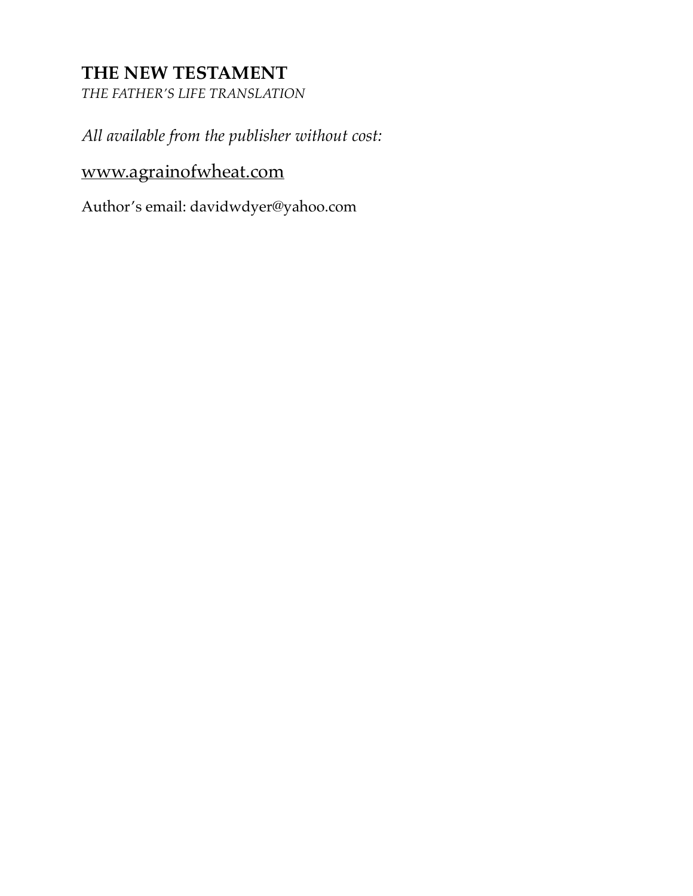**THE NEW TESTAMENT**
*THE FATHER'S LIFE TRANSLATION*

*All available from the publisher without cost:*

www.agrainofwheat.com

Author's email: davidwdyer@yahoo.com